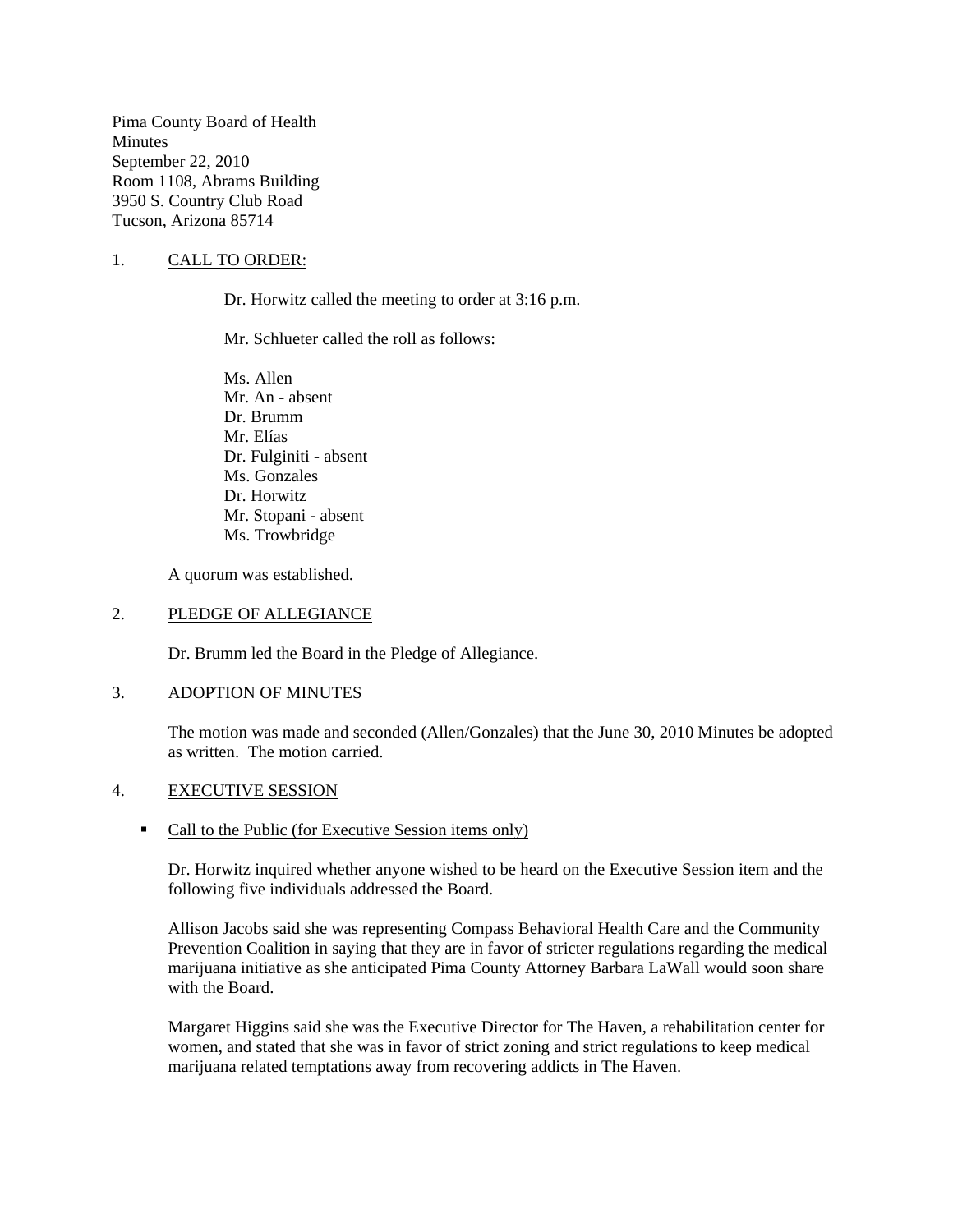Pima County Board of Health
Minutes
September 22, 2010
Room 1108, Abrams Building
3950 S. Country Club Road
Tucson, Arizona 85714

1. <u>CALL TO ORDER:</u>

Dr. Horwitz called the meeting to order at 3:16 p.m.

Mr. Schlueter called the roll as follows:

Ms. Allen
Mr. An - absent
Dr. Brumm
Mr. Elías
Dr. Fulginiti - absent
Ms. Gonzales
Dr. Horwitz
Mr. Stopani - absent
Ms. Trowbridge

A quorum was established.

2. <u>PLEDGE OF ALLEGIANCE</u>

Dr. Brumm led the Board in the Pledge of Allegiance.

3. <u>ADOPTION OF MINUTES</u>

The motion was made and seconded (Allen/Gonzales) that the June 30, 2010 Minutes be adopted as written. The motion carried.

4. <u>EXECUTIVE SESSION</u>

- <u>Call to the Public (for Executive Session items only)</u>

Dr. Horwitz inquired whether anyone wished to be heard on the Executive Session item and the following five individuals addressed the Board.

Allison Jacobs said she was representing Compass Behavioral Health Care and the Community Prevention Coalition in saying that they are in favor of stricter regulations regarding the medical marijuana initiative as she anticipated Pima County Attorney Barbara LaWall would soon share with the Board.

Margaret Higgins said she was the Executive Director for The Haven, a rehabilitation center for women, and stated that she was in favor of strict zoning and strict regulations to keep medical marijuana related temptations away from recovering addicts in The Haven.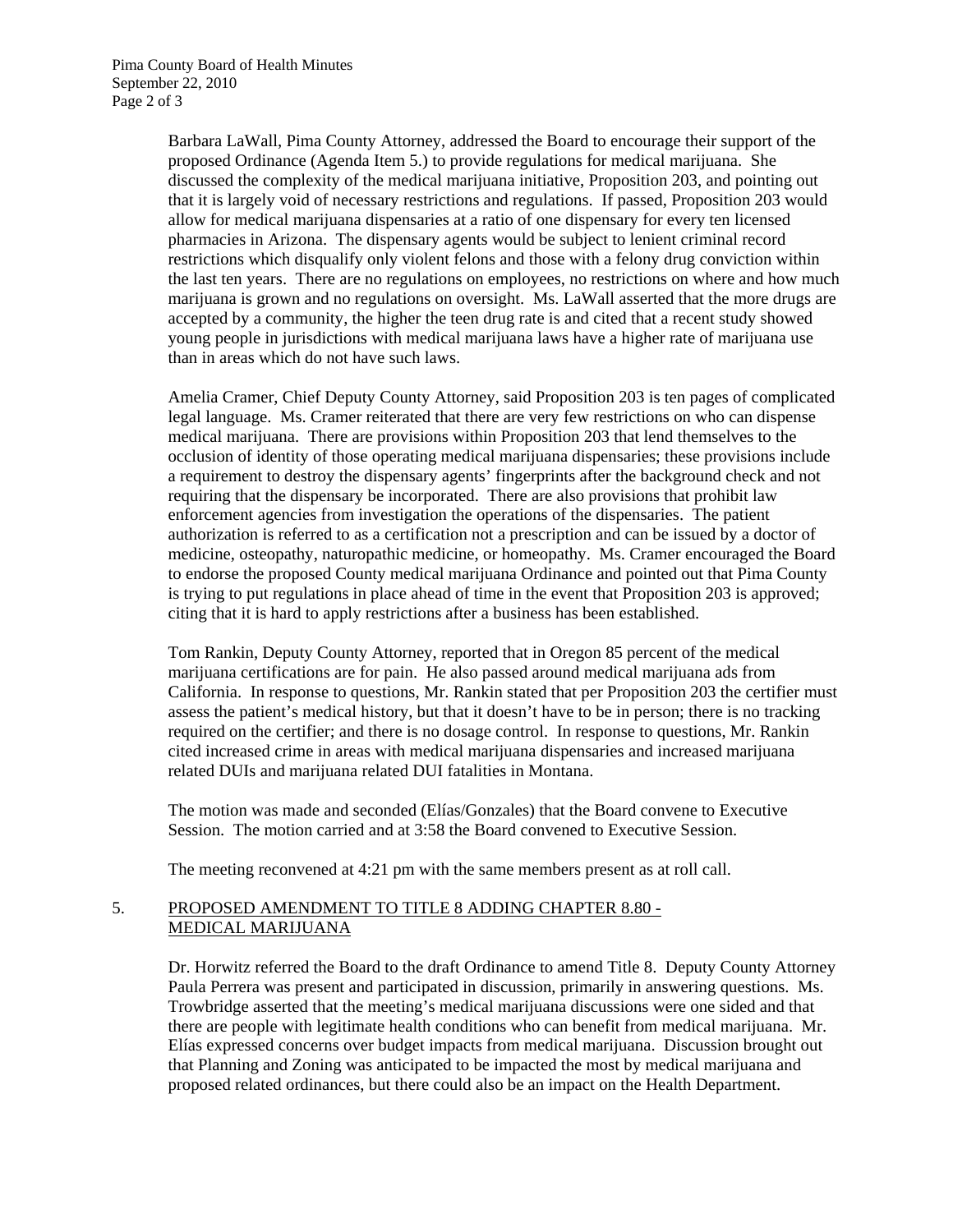Barbara LaWall, Pima County Attorney, addressed the Board to encourage their support of the proposed Ordinance (Agenda Item 5.) to provide regulations for medical marijuana. She discussed the complexity of the medical marijuana initiative, Proposition 203, and pointing out that it is largely void of necessary restrictions and regulations. If passed, Proposition 203 would allow for medical marijuana dispensaries at a ratio of one dispensary for every ten licensed pharmacies in Arizona. The dispensary agents would be subject to lenient criminal record restrictions which disqualify only violent felons and those with a felony drug conviction within the last ten years. There are no regulations on employees, no restrictions on where and how much marijuana is grown and no regulations on oversight. Ms. LaWall asserted that the more drugs are accepted by a community, the higher the teen drug rate is and cited that a recent study showed young people in jurisdictions with medical marijuana laws have a higher rate of marijuana use than in areas which do not have such laws.

Amelia Cramer, Chief Deputy County Attorney, said Proposition 203 is ten pages of complicated legal language. Ms. Cramer reiterated that there are very few restrictions on who can dispense medical marijuana. There are provisions within Proposition 203 that lend themselves to the occlusion of identity of those operating medical marijuana dispensaries; these provisions include a requirement to destroy the dispensary agents' fingerprints after the background check and not requiring that the dispensary be incorporated. There are also provisions that prohibit law enforcement agencies from investigation the operations of the dispensaries. The patient authorization is referred to as a certification not a prescription and can be issued by a doctor of medicine, osteopathy, naturopathic medicine, or homeopathy. Ms. Cramer encouraged the Board to endorse the proposed County medical marijuana Ordinance and pointed out that Pima County is trying to put regulations in place ahead of time in the event that Proposition 203 is approved; citing that it is hard to apply restrictions after a business has been established.

Tom Rankin, Deputy County Attorney, reported that in Oregon 85 percent of the medical marijuana certifications are for pain. He also passed around medical marijuana ads from California. In response to questions, Mr. Rankin stated that per Proposition 203 the certifier must assess the patient's medical history, but that it doesn't have to be in person; there is no tracking required on the certifier; and there is no dosage control. In response to questions, Mr. Rankin cited increased crime in areas with medical marijuana dispensaries and increased marijuana related DUIs and marijuana related DUI fatalities in Montana.

The motion was made and seconded (Elías/Gonzales) that the Board convene to Executive Session. The motion carried and at 3:58 the Board convened to Executive Session.

The meeting reconvened at 4:21 pm with the same members present as at roll call.

5. PROPOSED AMENDMENT TO TITLE 8 ADDING CHAPTER 8.80 - MEDICAL MARIJUANA

Dr. Horwitz referred the Board to the draft Ordinance to amend Title 8. Deputy County Attorney Paula Perrera was present and participated in discussion, primarily in answering questions. Ms. Trowbridge asserted that the meeting's medical marijuana discussions were one sided and that there are people with legitimate health conditions who can benefit from medical marijuana. Mr. Elías expressed concerns over budget impacts from medical marijuana. Discussion brought out that Planning and Zoning was anticipated to be impacted the most by medical marijuana and proposed related ordinances, but there could also be an impact on the Health Department.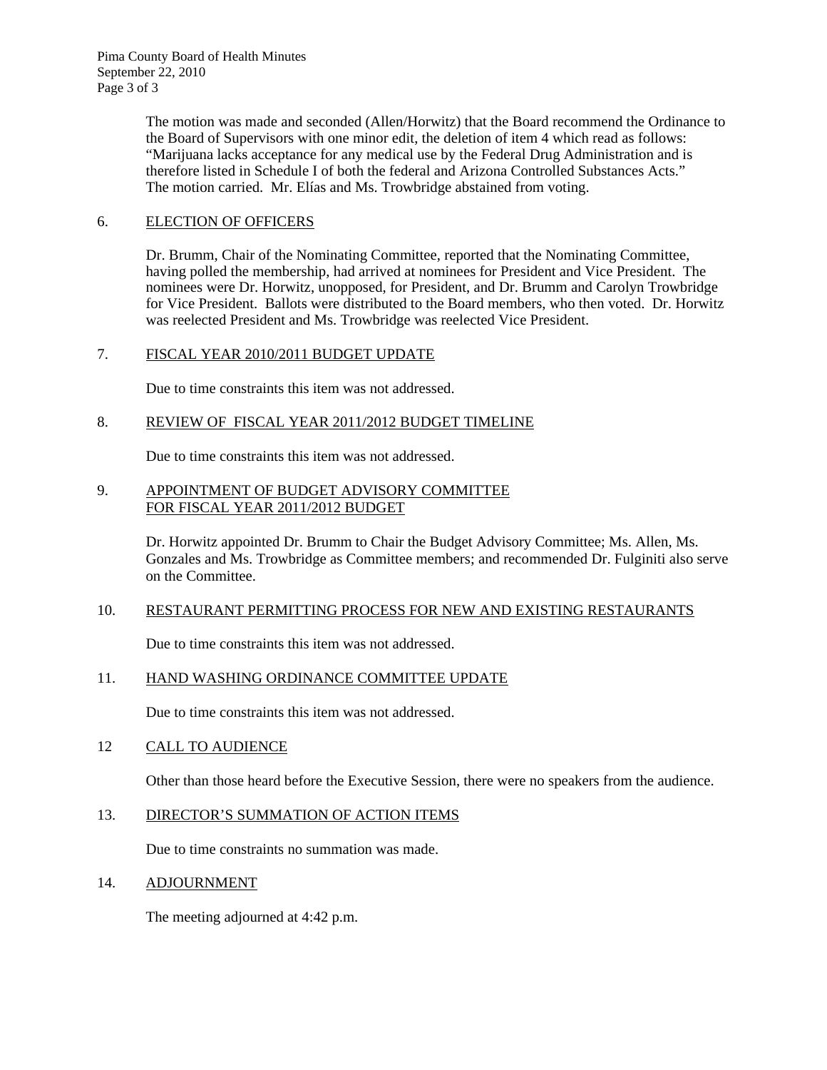The motion was made and seconded (Allen/Horwitz) that the Board recommend the Ordinance to the Board of Supervisors with one minor edit, the deletion of item 4 which read as follows: "Marijuana lacks acceptance for any medical use by the Federal Drug Administration and is therefore listed in Schedule I of both the federal and Arizona Controlled Substances Acts." The motion carried. Mr. Elías and Ms. Trowbridge abstained from voting.

6. ELECTION OF OFFICERS

Dr. Brumm, Chair of the Nominating Committee, reported that the Nominating Committee, having polled the membership, had arrived at nominees for President and Vice President. The nominees were Dr. Horwitz, unopposed, for President, and Dr. Brumm and Carolyn Trowbridge for Vice President. Ballots were distributed to the Board members, who then voted. Dr. Horwitz was reelected President and Ms. Trowbridge was reelected Vice President.

7. FISCAL YEAR 2010/2011 BUDGET UPDATE

Due to time constraints this item was not addressed.

8. REVIEW OF FISCAL YEAR 2011/2012 BUDGET TIMELINE

Due to time constraints this item was not addressed.

9. APPOINTMENT OF BUDGET ADVISORY COMMITTEE FOR FISCAL YEAR 2011/2012 BUDGET

Dr. Horwitz appointed Dr. Brumm to Chair the Budget Advisory Committee; Ms. Allen, Ms. Gonzales and Ms. Trowbridge as Committee members; and recommended Dr. Fulginiti also serve on the Committee.

10. RESTAURANT PERMITTING PROCESS FOR NEW AND EXISTING RESTAURANTS

Due to time constraints this item was not addressed.

11. HAND WASHING ORDINANCE COMMITTEE UPDATE

Due to time constraints this item was not addressed.

12 CALL TO AUDIENCE

Other than those heard before the Executive Session, there were no speakers from the audience.

13. DIRECTOR'S SUMMATION OF ACTION ITEMS

Due to time constraints no summation was made.

14. ADJOURNMENT

The meeting adjourned at 4:42 p.m.